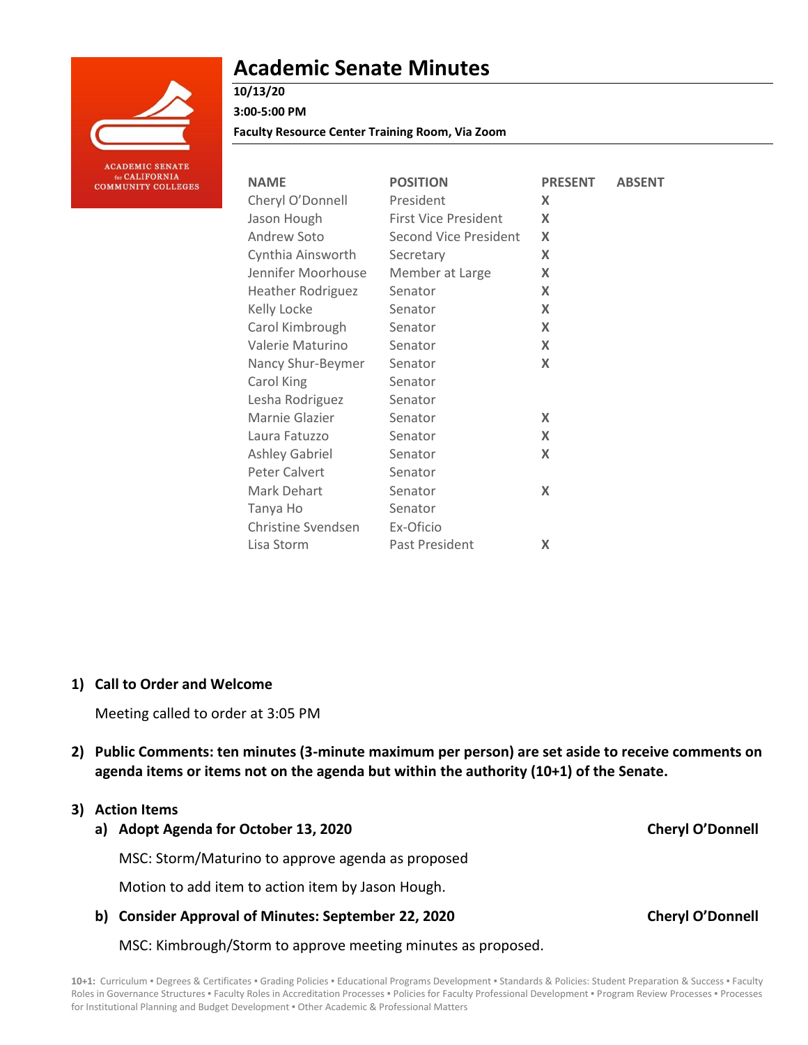# Academic Senate Minutes

**10/13/20**

**3:00-5:00 PM**

**Faculty Resource Center Training Room, Via Zoom**

ACADEMIC SENATE for CALIFORNIA COMMUNITY COLLEGES

| NAME | POSITION | PRESENT | ABSENT |
|---|---|---|---|
| Cheryl O'Donnell | President | X | |
| Jason Hough | First Vice President | X | |
| Andrew Soto | Second Vice President | X | |
| Cynthia Ainsworth | Secretary | X | |
| Jennifer Moorhouse | Member at Large | X | |
| Heather Rodriguez | Senator | X | |
| Kelly Locke | Senator | X | |
| Carol Kimbrough | Senator | X | |
| Valerie Maturino | Senator | X | |
| Nancy Shur-Beymer | Senator | X | |
| Carol King | Senator | | |
| Lesha Rodriguez | Senator | | |
| Marnie Glazier | Senator | X | |
| Laura Fatuzzo | Senator | X | |
| Ashley Gabriel | Senator | X | |
| Peter Calvert | Senator | | |
| Mark Dehart | Senator | X | |
| Tanya Ho | Senator | | |
| Christine Svendsen | Ex-Oficio | | |
| Lisa Storm | Past President | X | |

1) **Call to Order and Welcome**

   Meeting called to order at 3:05 PM

2) **Public Comments: ten minutes (3-minute maximum per person) are set aside to receive comments on agenda items or items not on the agenda but within the authority (10+1) of the Senate.**

3) **Action Items**

   a) **Adopt Agenda for October 13, 2020** — **Cheryl O'Donnell**

      MSC: Storm/Maturino to approve agenda as proposed

      Motion to add item to action item by Jason Hough.

   b) **Consider Approval of Minutes: September 22, 2020** — **Cheryl O'Donnell**

      MSC: Kimbrough/Storm to approve meeting minutes as proposed.

**10+1:** Curriculum ▪ Degrees & Certificates ▪ Grading Policies ▪ Educational Programs Development ▪ Standards & Policies: Student Preparation & Success ▪ Faculty Roles in Governance Structures ▪ Faculty Roles in Accreditation Processes ▪ Policies for Faculty Professional Development ▪ Program Review Processes ▪ Processes for Institutional Planning and Budget Development ▪ Other Academic & Professional Matters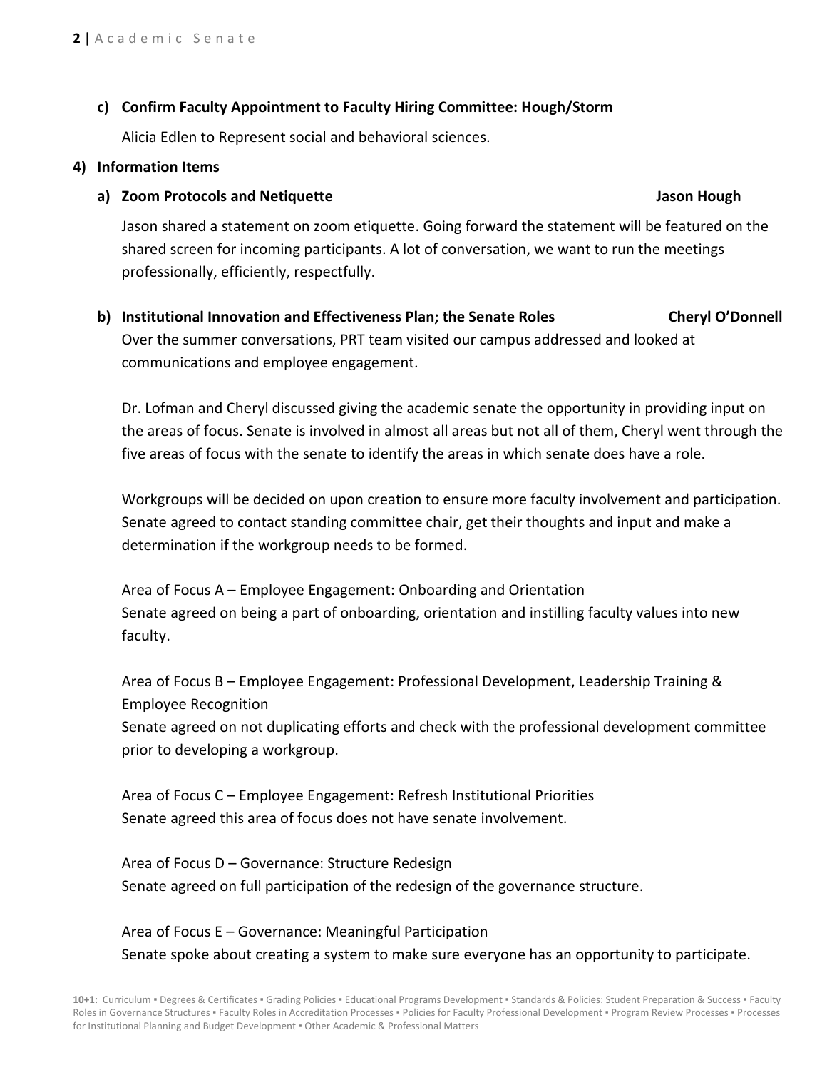**c) Confirm Faculty Appointment to Faculty Hiring Committee: Hough/Storm**

Alicia Edlen to Represent social and behavioral sciences.

**4) Information Items**

**a) Zoom Protocols and Netiquette** **Jason Hough**

Jason shared a statement on zoom etiquette. Going forward the statement will be featured on the shared screen for incoming participants. A lot of conversation, we want to run the meetings professionally, efficiently, respectfully.

**b) Institutional Innovation and Effectiveness Plan; the Senate Roles** **Cheryl O'Donnell**

Over the summer conversations, PRT team visited our campus addressed and looked at communications and employee engagement.

Dr. Lofman and Cheryl discussed giving the academic senate the opportunity in providing input on the areas of focus. Senate is involved in almost all areas but not all of them, Cheryl went through the five areas of focus with the senate to identify the areas in which senate does have a role.

Workgroups will be decided on upon creation to ensure more faculty involvement and participation. Senate agreed to contact standing committee chair, get their thoughts and input and make a determination if the workgroup needs to be formed.

Area of Focus A – Employee Engagement: Onboarding and Orientation
Senate agreed on being a part of onboarding, orientation and instilling faculty values into new faculty.

Area of Focus B – Employee Engagement: Professional Development, Leadership Training & Employee Recognition
Senate agreed on not duplicating efforts and check with the professional development committee prior to developing a workgroup.

Area of Focus C – Employee Engagement: Refresh Institutional Priorities
Senate agreed this area of focus does not have senate involvement.

Area of Focus D – Governance: Structure Redesign
Senate agreed on full participation of the redesign of the governance structure.

Area of Focus E – Governance: Meaningful Participation
Senate spoke about creating a system to make sure everyone has an opportunity to participate.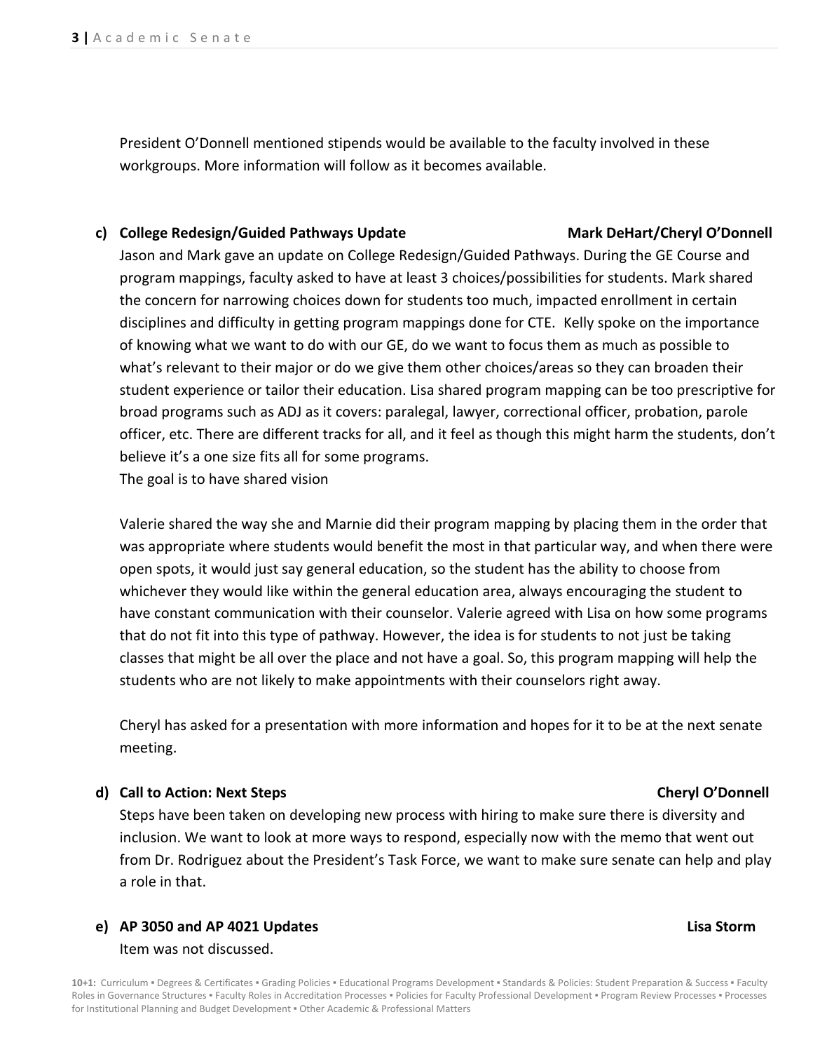President O'Donnell mentioned stipends would be available to the faculty involved in these workgroups. More information will follow as it becomes available.

**c) College Redesign/Guided Pathways Update** **Mark DeHart/Cheryl O'Donnell**

Jason and Mark gave an update on College Redesign/Guided Pathways. During the GE Course and program mappings, faculty asked to have at least 3 choices/possibilities for students. Mark shared the concern for narrowing choices down for students too much, impacted enrollment in certain disciplines and difficulty in getting program mappings done for CTE. Kelly spoke on the importance of knowing what we want to do with our GE, do we want to focus them as much as possible to what's relevant to their major or do we give them other choices/areas so they can broaden their student experience or tailor their education. Lisa shared program mapping can be too prescriptive for broad programs such as ADJ as it covers: paralegal, lawyer, correctional officer, probation, parole officer, etc. There are different tracks for all, and it feel as though this might harm the students, don't believe it's a one size fits all for some programs.
The goal is to have shared vision

Valerie shared the way she and Marnie did their program mapping by placing them in the order that was appropriate where students would benefit the most in that particular way, and when there were open spots, it would just say general education, so the student has the ability to choose from whichever they would like within the general education area, always encouraging the student to have constant communication with their counselor. Valerie agreed with Lisa on how some programs that do not fit into this type of pathway. However, the idea is for students to not just be taking classes that might be all over the place and not have a goal. So, this program mapping will help the students who are not likely to make appointments with their counselors right away.

Cheryl has asked for a presentation with more information and hopes for it to be at the next senate meeting.

**d) Call to Action: Next Steps** **Cheryl O'Donnell**

Steps have been taken on developing new process with hiring to make sure there is diversity and inclusion. We want to look at more ways to respond, especially now with the memo that went out from Dr. Rodriguez about the President's Task Force, we want to make sure senate can help and play a role in that.

**e) AP 3050 and AP 4021 Updates** **Lisa Storm**

Item was not discussed.

**10+1:** Curriculum ▪ Degrees & Certificates ▪ Grading Policies ▪ Educational Programs Development ▪ Standards & Policies: Student Preparation & Success ▪ Faculty Roles in Governance Structures ▪ Faculty Roles in Accreditation Processes ▪ Policies for Faculty Professional Development ▪ Program Review Processes ▪ Processes for Institutional Planning and Budget Development ▪ Other Academic & Professional Matters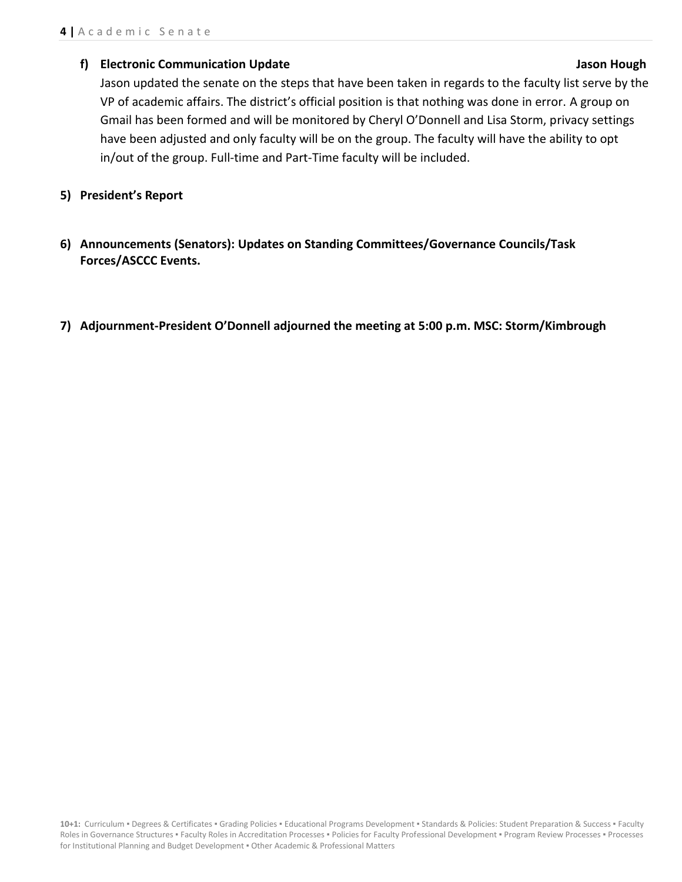**f) Electronic Communication Update** **Jason Hough**

Jason updated the senate on the steps that have been taken in regards to the faculty list serve by the VP of academic affairs. The district's official position is that nothing was done in error. A group on Gmail has been formed and will be monitored by Cheryl O'Donnell and Lisa Storm, privacy settings have been adjusted and only faculty will be on the group. The faculty will have the ability to opt in/out of the group. Full-time and Part-Time faculty will be included.

**5) President's Report**

**6) Announcements (Senators): Updates on Standing Committees/Governance Councils/Task Forces/ASCCC Events.**

**7) Adjournment-President O'Donnell adjourned the meeting at 5:00 p.m. MSC: Storm/Kimbrough**

**10+1:** Curriculum ▪ Degrees & Certificates ▪ Grading Policies ▪ Educational Programs Development ▪ Standards & Policies: Student Preparation & Success ▪ Faculty Roles in Governance Structures ▪ Faculty Roles in Accreditation Processes ▪ Policies for Faculty Professional Development ▪ Program Review Processes ▪ Processes for Institutional Planning and Budget Development ▪ Other Academic & Professional Matters